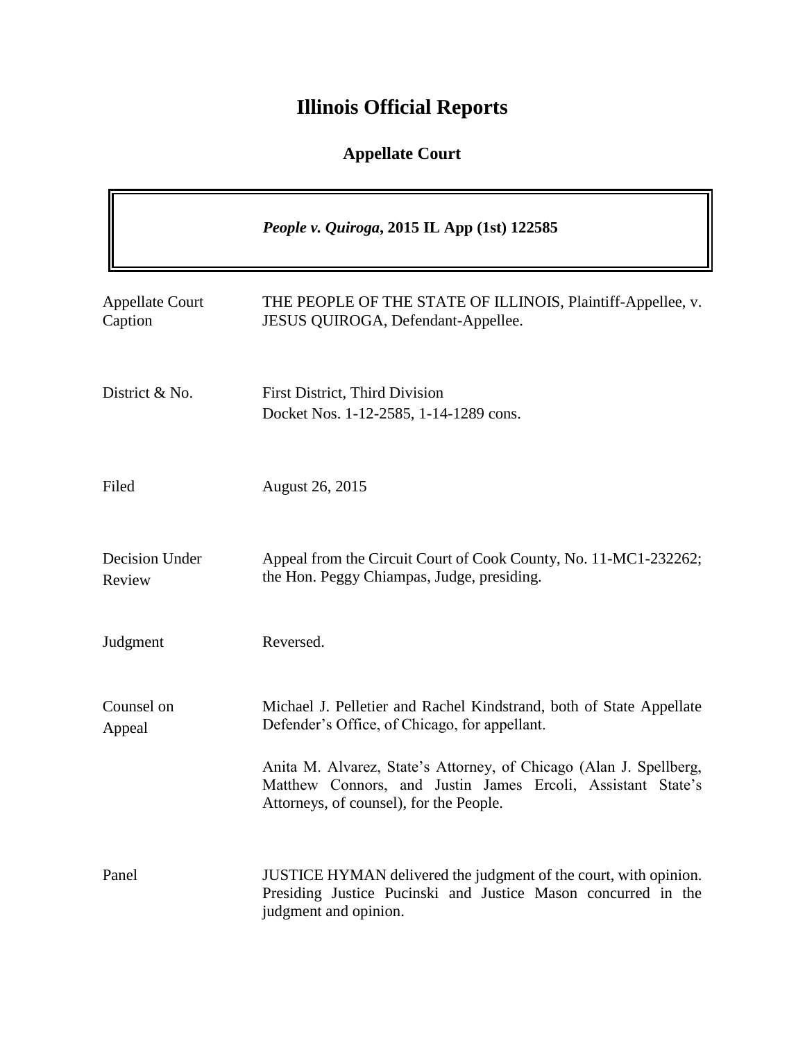# Illinois Official Reports

## Appellate Court

| | |
|---|---|
| | ***People v. Quiroga*, 2015 IL App (1st) 122585** |

| | |
|---|---|
| Appellate Court Caption | THE PEOPLE OF THE STATE OF ILLINOIS, Plaintiff-Appellee, v. JESUS QUIROGA, Defendant-Appellee. |
| District & No. | First District, Third Division<br>Docket Nos. 1-12-2585, 1-14-1289 cons. |
| Filed | August 26, 2015 |
| Decision Under Review | Appeal from the Circuit Court of Cook County, No. 11-MC1-232262; the Hon. Peggy Chiampas, Judge, presiding. |
| Judgment | Reversed. |
| Counsel on Appeal | Michael J. Pelletier and Rachel Kindstrand, both of State Appellate Defender's Office, of Chicago, for appellant.<br><br>Anita M. Alvarez, State's Attorney, of Chicago (Alan J. Spellberg, Matthew Connors, and Justin James Ercoli, Assistant State's Attorneys, of counsel), for the People. |
| Panel | JUSTICE HYMAN delivered the judgment of the court, with opinion. Presiding Justice Pucinski and Justice Mason concurred in the judgment and opinion. |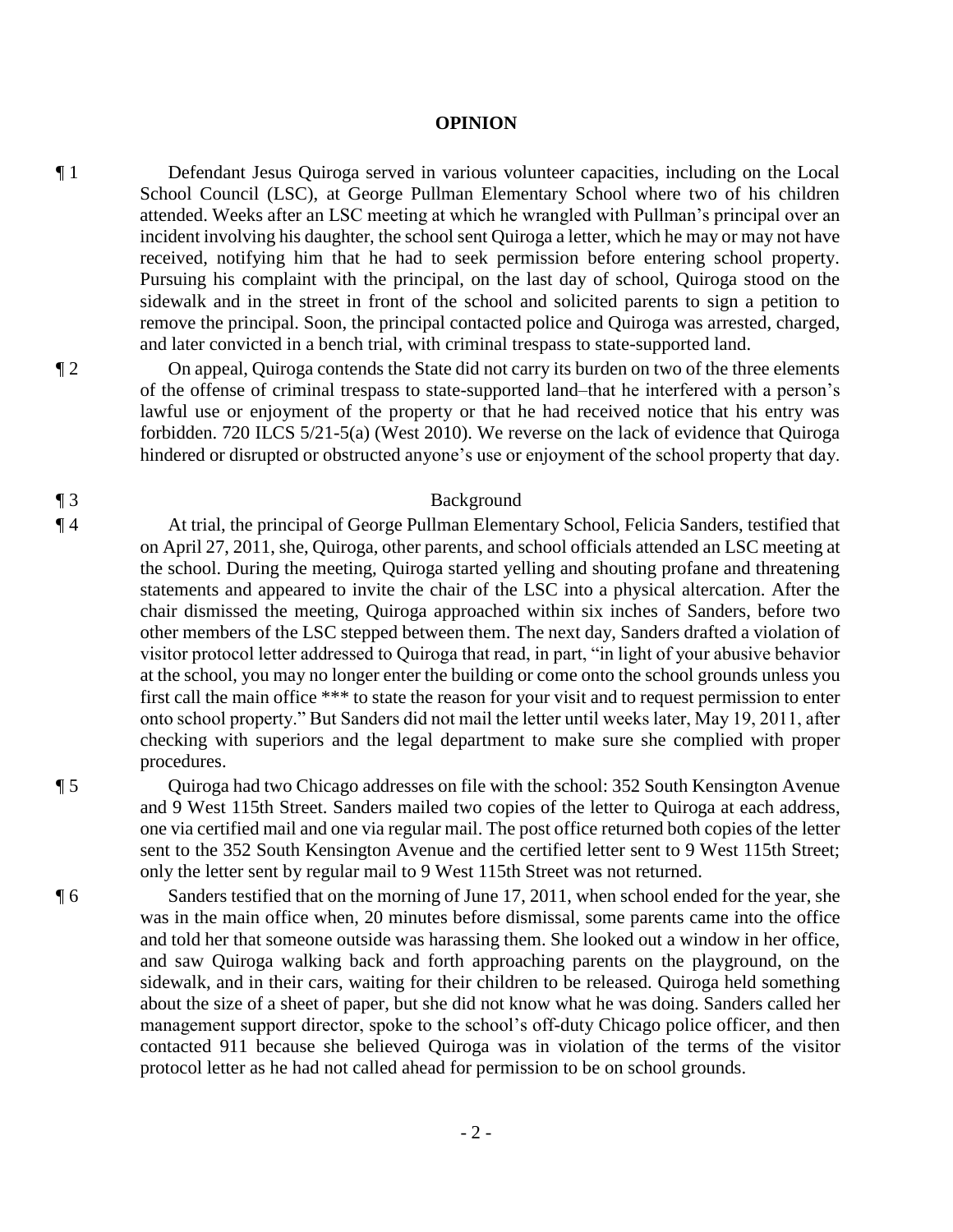**OPINION**

¶ 1 Defendant Jesus Quiroga served in various volunteer capacities, including on the Local School Council (LSC), at George Pullman Elementary School where two of his children attended. Weeks after an LSC meeting at which he wrangled with Pullman's principal over an incident involving his daughter, the school sent Quiroga a letter, which he may or may not have received, notifying him that he had to seek permission before entering school property. Pursuing his complaint with the principal, on the last day of school, Quiroga stood on the sidewalk and in the street in front of the school and solicited parents to sign a petition to remove the principal. Soon, the principal contacted police and Quiroga was arrested, charged, and later convicted in a bench trial, with criminal trespass to state-supported land.

¶ 2 On appeal, Quiroga contends the State did not carry its burden on two of the three elements of the offense of criminal trespass to state-supported land–that he interfered with a person's lawful use or enjoyment of the property or that he had received notice that his entry was forbidden. 720 ILCS 5/21-5(a) (West 2010). We reverse on the lack of evidence that Quiroga hindered or disrupted or obstructed anyone's use or enjoyment of the school property that day.

¶ 3 Background

¶ 4 At trial, the principal of George Pullman Elementary School, Felicia Sanders, testified that on April 27, 2011, she, Quiroga, other parents, and school officials attended an LSC meeting at the school. During the meeting, Quiroga started yelling and shouting profane and threatening statements and appeared to invite the chair of the LSC into a physical altercation. After the chair dismissed the meeting, Quiroga approached within six inches of Sanders, before two other members of the LSC stepped between them. The next day, Sanders drafted a violation of visitor protocol letter addressed to Quiroga that read, in part, "in light of your abusive behavior at the school, you may no longer enter the building or come onto the school grounds unless you first call the main office *** to state the reason for your visit and to request permission to enter onto school property." But Sanders did not mail the letter until weeks later, May 19, 2011, after checking with superiors and the legal department to make sure she complied with proper procedures.

¶ 5 Quiroga had two Chicago addresses on file with the school: 352 South Kensington Avenue and 9 West 115th Street. Sanders mailed two copies of the letter to Quiroga at each address, one via certified mail and one via regular mail. The post office returned both copies of the letter sent to the 352 South Kensington Avenue and the certified letter sent to 9 West 115th Street; only the letter sent by regular mail to 9 West 115th Street was not returned.

¶ 6 Sanders testified that on the morning of June 17, 2011, when school ended for the year, she was in the main office when, 20 minutes before dismissal, some parents came into the office and told her that someone outside was harassing them. She looked out a window in her office, and saw Quiroga walking back and forth approaching parents on the playground, on the sidewalk, and in their cars, waiting for their children to be released. Quiroga held something about the size of a sheet of paper, but she did not know what he was doing. Sanders called her management support director, spoke to the school's off-duty Chicago police officer, and then contacted 911 because she believed Quiroga was in violation of the terms of the visitor protocol letter as he had not called ahead for permission to be on school grounds.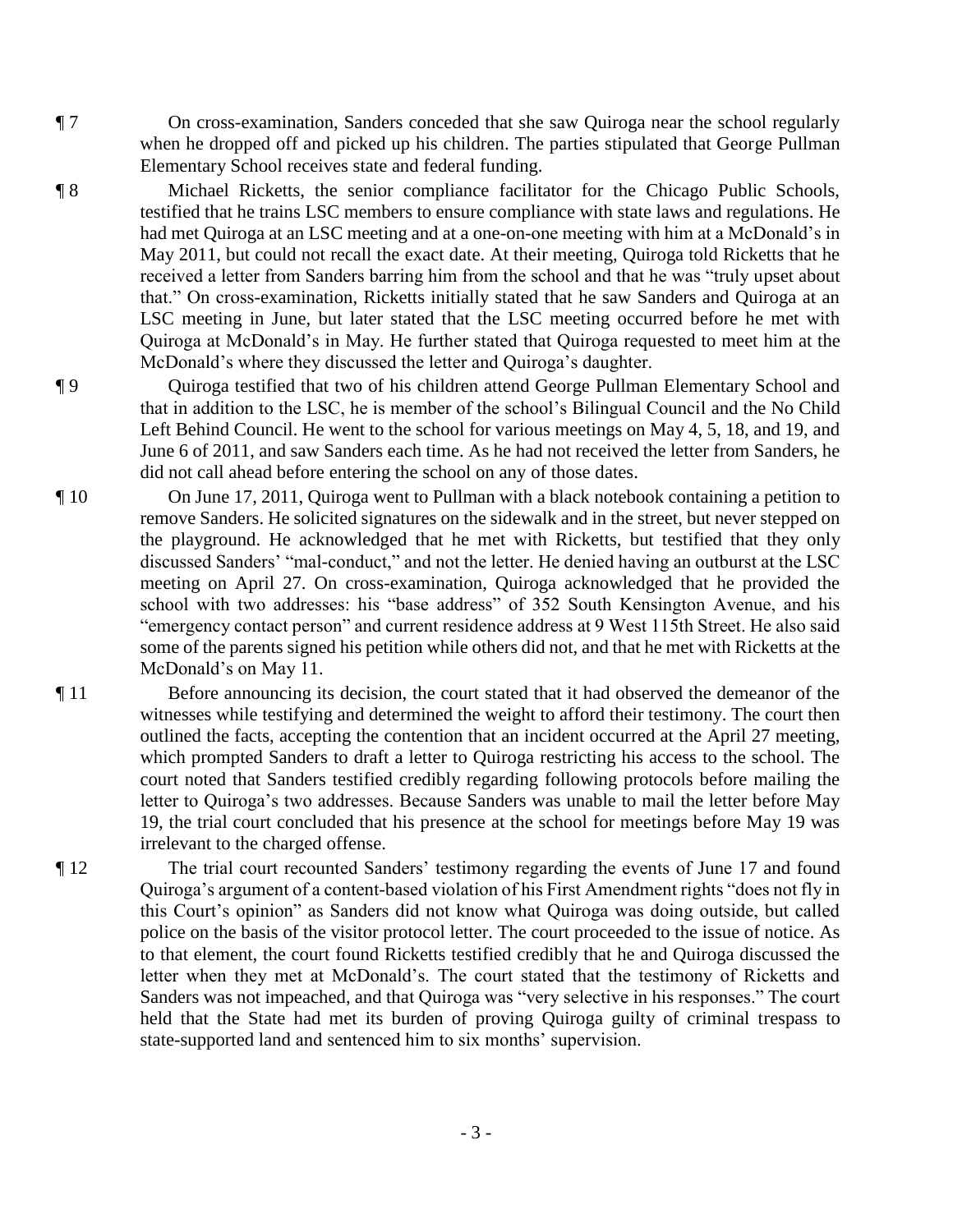¶ 7 On cross-examination, Sanders conceded that she saw Quiroga near the school regularly when he dropped off and picked up his children. The parties stipulated that George Pullman Elementary School receives state and federal funding.

¶ 8 Michael Ricketts, the senior compliance facilitator for the Chicago Public Schools, testified that he trains LSC members to ensure compliance with state laws and regulations. He had met Quiroga at an LSC meeting and at a one-on-one meeting with him at a McDonald's in May 2011, but could not recall the exact date. At their meeting, Quiroga told Ricketts that he received a letter from Sanders barring him from the school and that he was "truly upset about that." On cross-examination, Ricketts initially stated that he saw Sanders and Quiroga at an LSC meeting in June, but later stated that the LSC meeting occurred before he met with Quiroga at McDonald's in May. He further stated that Quiroga requested to meet him at the McDonald's where they discussed the letter and Quiroga's daughter.

¶ 9 Quiroga testified that two of his children attend George Pullman Elementary School and that in addition to the LSC, he is member of the school's Bilingual Council and the No Child Left Behind Council. He went to the school for various meetings on May 4, 5, 18, and 19, and June 6 of 2011, and saw Sanders each time. As he had not received the letter from Sanders, he did not call ahead before entering the school on any of those dates.

¶ 10 On June 17, 2011, Quiroga went to Pullman with a black notebook containing a petition to remove Sanders. He solicited signatures on the sidewalk and in the street, but never stepped on the playground. He acknowledged that he met with Ricketts, but testified that they only discussed Sanders' "mal-conduct," and not the letter. He denied having an outburst at the LSC meeting on April 27. On cross-examination, Quiroga acknowledged that he provided the school with two addresses: his "base address" of 352 South Kensington Avenue, and his "emergency contact person" and current residence address at 9 West 115th Street. He also said some of the parents signed his petition while others did not, and that he met with Ricketts at the McDonald's on May 11.

¶ 11 Before announcing its decision, the court stated that it had observed the demeanor of the witnesses while testifying and determined the weight to afford their testimony. The court then outlined the facts, accepting the contention that an incident occurred at the April 27 meeting, which prompted Sanders to draft a letter to Quiroga restricting his access to the school. The court noted that Sanders testified credibly regarding following protocols before mailing the letter to Quiroga's two addresses. Because Sanders was unable to mail the letter before May 19, the trial court concluded that his presence at the school for meetings before May 19 was irrelevant to the charged offense.

¶ 12 The trial court recounted Sanders' testimony regarding the events of June 17 and found Quiroga's argument of a content-based violation of his First Amendment rights "does not fly in this Court's opinion" as Sanders did not know what Quiroga was doing outside, but called police on the basis of the visitor protocol letter. The court proceeded to the issue of notice. As to that element, the court found Ricketts testified credibly that he and Quiroga discussed the letter when they met at McDonald's. The court stated that the testimony of Ricketts and Sanders was not impeached, and that Quiroga was "very selective in his responses." The court held that the State had met its burden of proving Quiroga guilty of criminal trespass to state-supported land and sentenced him to six months' supervision.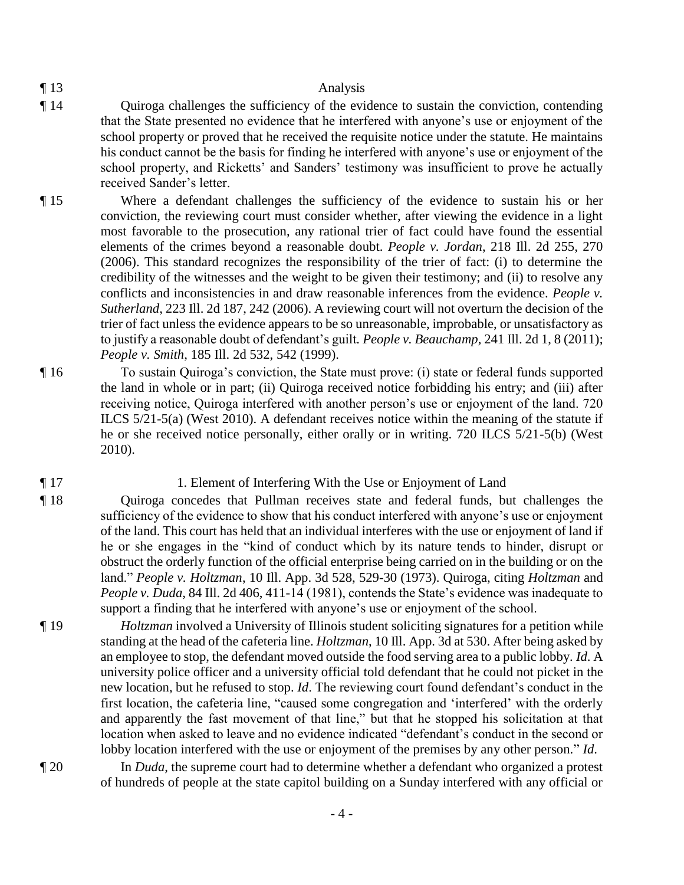¶ 13 Analysis

¶ 14 Quiroga challenges the sufficiency of the evidence to sustain the conviction, contending that the State presented no evidence that he interfered with anyone's use or enjoyment of the school property or proved that he received the requisite notice under the statute. He maintains his conduct cannot be the basis for finding he interfered with anyone's use or enjoyment of the school property, and Ricketts' and Sanders' testimony was insufficient to prove he actually received Sander's letter.

¶ 15 Where a defendant challenges the sufficiency of the evidence to sustain his or her conviction, the reviewing court must consider whether, after viewing the evidence in a light most favorable to the prosecution, any rational trier of fact could have found the essential elements of the crimes beyond a reasonable doubt. *People v. Jordan*, 218 Ill. 2d 255, 270 (2006). This standard recognizes the responsibility of the trier of fact: (i) to determine the credibility of the witnesses and the weight to be given their testimony; and (ii) to resolve any conflicts and inconsistencies in and draw reasonable inferences from the evidence. *People v. Sutherland*, 223 Ill. 2d 187, 242 (2006). A reviewing court will not overturn the decision of the trier of fact unless the evidence appears to be so unreasonable, improbable, or unsatisfactory as to justify a reasonable doubt of defendant's guilt. *People v. Beauchamp*, 241 Ill. 2d 1, 8 (2011); *People v. Smith*, 185 Ill. 2d 532, 542 (1999).

¶ 16 To sustain Quiroga's conviction, the State must prove: (i) state or federal funds supported the land in whole or in part; (ii) Quiroga received notice forbidding his entry; and (iii) after receiving notice, Quiroga interfered with another person's use or enjoyment of the land. 720 ILCS 5/21-5(a) (West 2010). A defendant receives notice within the meaning of the statute if he or she received notice personally, either orally or in writing. 720 ILCS 5/21-5(b) (West 2010).

¶ 17 1. Element of Interfering With the Use or Enjoyment of Land

¶ 18 Quiroga concedes that Pullman receives state and federal funds, but challenges the sufficiency of the evidence to show that his conduct interfered with anyone's use or enjoyment of the land. This court has held that an individual interferes with the use or enjoyment of land if he or she engages in the "kind of conduct which by its nature tends to hinder, disrupt or obstruct the orderly function of the official enterprise being carried on in the building or on the land." *People v. Holtzman*, 10 Ill. App. 3d 528, 529-30 (1973). Quiroga, citing *Holtzman* and *People v. Duda*, 84 Ill. 2d 406, 411-14 (1981), contends the State's evidence was inadequate to support a finding that he interfered with anyone's use or enjoyment of the school.

¶ 19 *Holtzman* involved a University of Illinois student soliciting signatures for a petition while standing at the head of the cafeteria line. *Holtzman*, 10 Ill. App. 3d at 530. After being asked by an employee to stop, the defendant moved outside the food serving area to a public lobby. *Id*. A university police officer and a university official told defendant that he could not picket in the new location, but he refused to stop. *Id*. The reviewing court found defendant's conduct in the first location, the cafeteria line, "caused some congregation and 'interfered' with the orderly and apparently the fast movement of that line," but that he stopped his solicitation at that location when asked to leave and no evidence indicated "defendant's conduct in the second or lobby location interfered with the use or enjoyment of the premises by any other person." *Id*.

¶ 20 In *Duda*, the supreme court had to determine whether a defendant who organized a protest of hundreds of people at the state capitol building on a Sunday interfered with any official or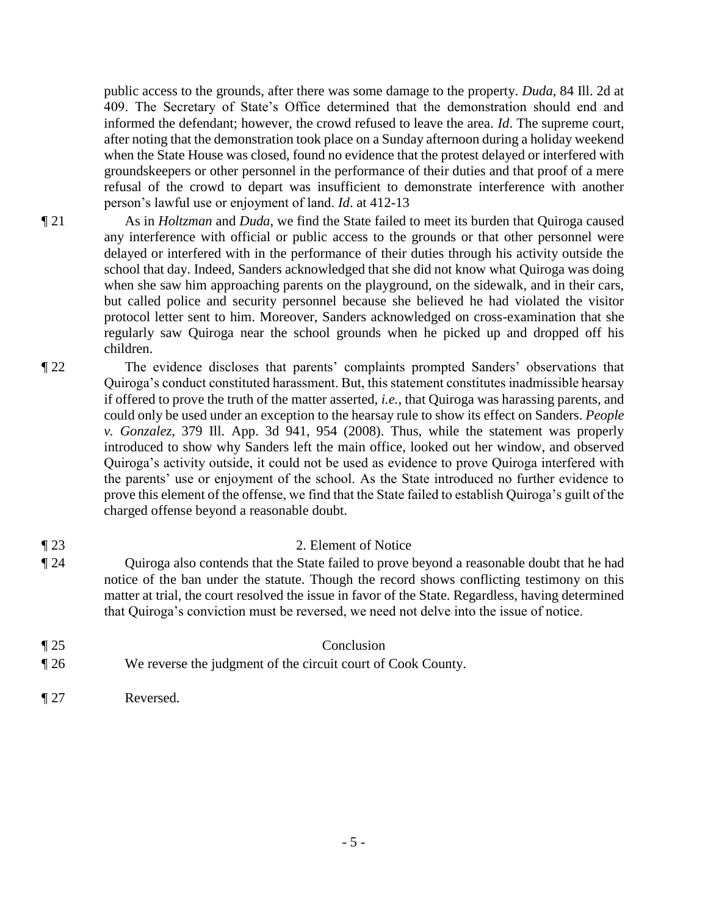public access to the grounds, after there was some damage to the property. *Duda*, 84 Ill. 2d at 409. The Secretary of State's Office determined that the demonstration should end and informed the defendant; however, the crowd refused to leave the area. *Id*. The supreme court, after noting that the demonstration took place on a Sunday afternoon during a holiday weekend when the State House was closed, found no evidence that the protest delayed or interfered with groundskeepers or other personnel in the performance of their duties and that proof of a mere refusal of the crowd to depart was insufficient to demonstrate interference with another person's lawful use or enjoyment of land. *Id*. at 412-13

¶ 21 As in *Holtzman* and *Duda*, we find the State failed to meet its burden that Quiroga caused any interference with official or public access to the grounds or that other personnel were delayed or interfered with in the performance of their duties through his activity outside the school that day. Indeed, Sanders acknowledged that she did not know what Quiroga was doing when she saw him approaching parents on the playground, on the sidewalk, and in their cars, but called police and security personnel because she believed he had violated the visitor protocol letter sent to him. Moreover, Sanders acknowledged on cross-examination that she regularly saw Quiroga near the school grounds when he picked up and dropped off his children.

¶ 22 The evidence discloses that parents' complaints prompted Sanders' observations that Quiroga's conduct constituted harassment. But, this statement constitutes inadmissible hearsay if offered to prove the truth of the matter asserted, *i.e.*, that Quiroga was harassing parents, and could only be used under an exception to the hearsay rule to show its effect on Sanders. *People v. Gonzalez*, 379 Ill. App. 3d 941, 954 (2008). Thus, while the statement was properly introduced to show why Sanders left the main office, looked out her window, and observed Quiroga's activity outside, it could not be used as evidence to prove Quiroga interfered with the parents' use or enjoyment of the school. As the State introduced no further evidence to prove this element of the offense, we find that the State failed to establish Quiroga's guilt of the charged offense beyond a reasonable doubt.

¶ 23 2. Element of Notice

¶ 24 Quiroga also contends that the State failed to prove beyond a reasonable doubt that he had notice of the ban under the statute. Though the record shows conflicting testimony on this matter at trial, the court resolved the issue in favor of the State. Regardless, having determined that Quiroga's conviction must be reversed, we need not delve into the issue of notice.

¶ 25 Conclusion

¶ 26 We reverse the judgment of the circuit court of Cook County.

¶ 27 Reversed.